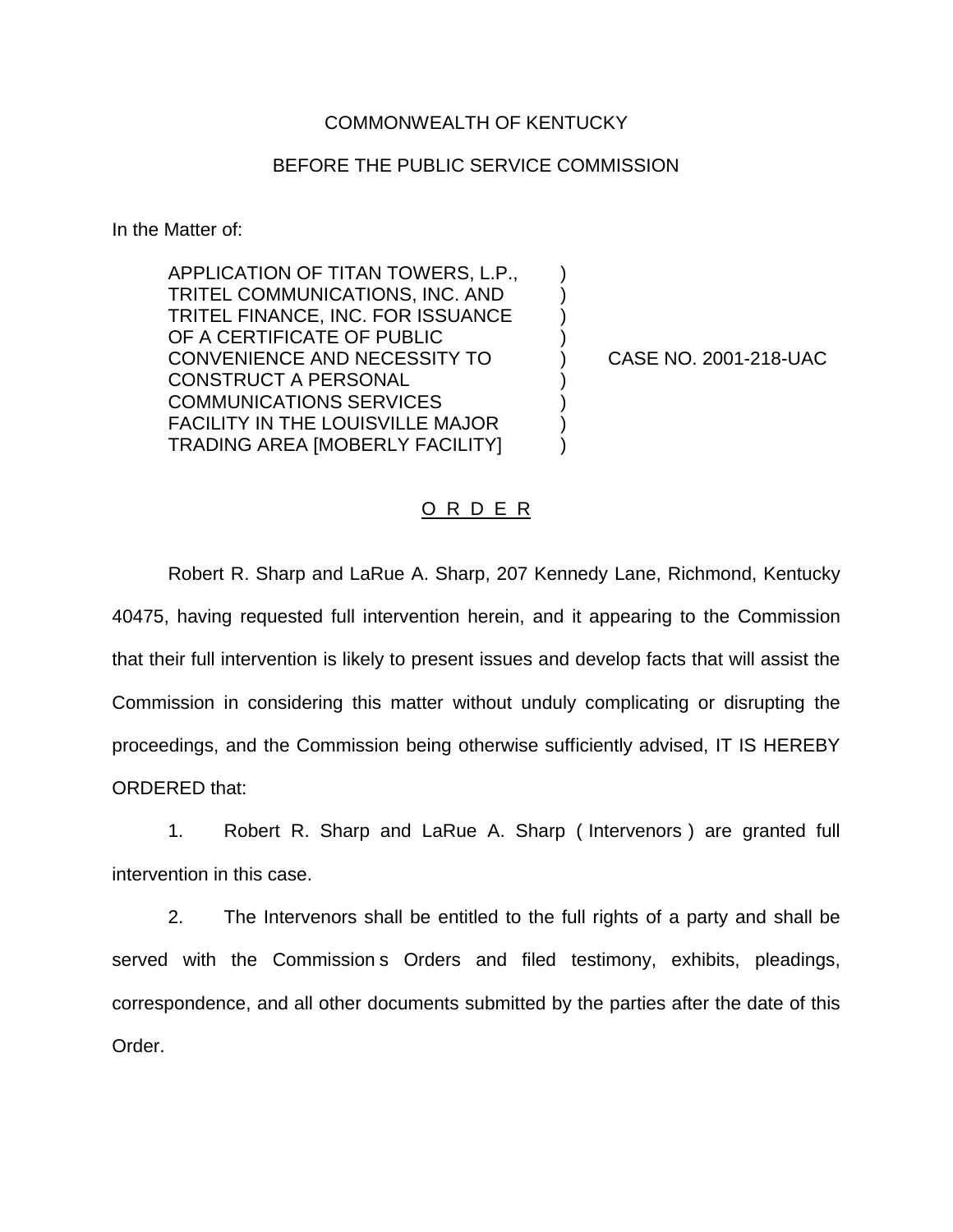COMMONWEALTH OF KENTUCKY

BEFORE THE PUBLIC SERVICE COMMISSION

In the Matter of:

| | | |
|---|---|---|
| APPLICATION OF TITAN TOWERS, L.P., TRITEL COMMUNICATIONS, INC. AND TRITEL FINANCE, INC. FOR ISSUANCE OF A CERTIFICATE OF PUBLIC CONVENIENCE AND NECESSITY TO CONSTRUCT A PERSONAL COMMUNICATIONS SERVICES FACILITY IN THE LOUISVILLE MAJOR TRADING AREA [MOBERLY FACILITY] | ) | CASE NO. 2001-218-UAC |

O R D E R

Robert R. Sharp and LaRue A. Sharp, 207 Kennedy Lane, Richmond, Kentucky 40475, having requested full intervention herein, and it appearing to the Commission that their full intervention is likely to present issues and develop facts that will assist the Commission in considering this matter without unduly complicating or disrupting the proceedings, and the Commission being otherwise sufficiently advised, IT IS HEREBY ORDERED that:

1. Robert R. Sharp and LaRue A. Sharp ( Intervenors ) are granted full intervention in this case.

2. The Intervenors shall be entitled to the full rights of a party and shall be served with the Commission s Orders and filed testimony, exhibits, pleadings, correspondence, and all other documents submitted by the parties after the date of this Order.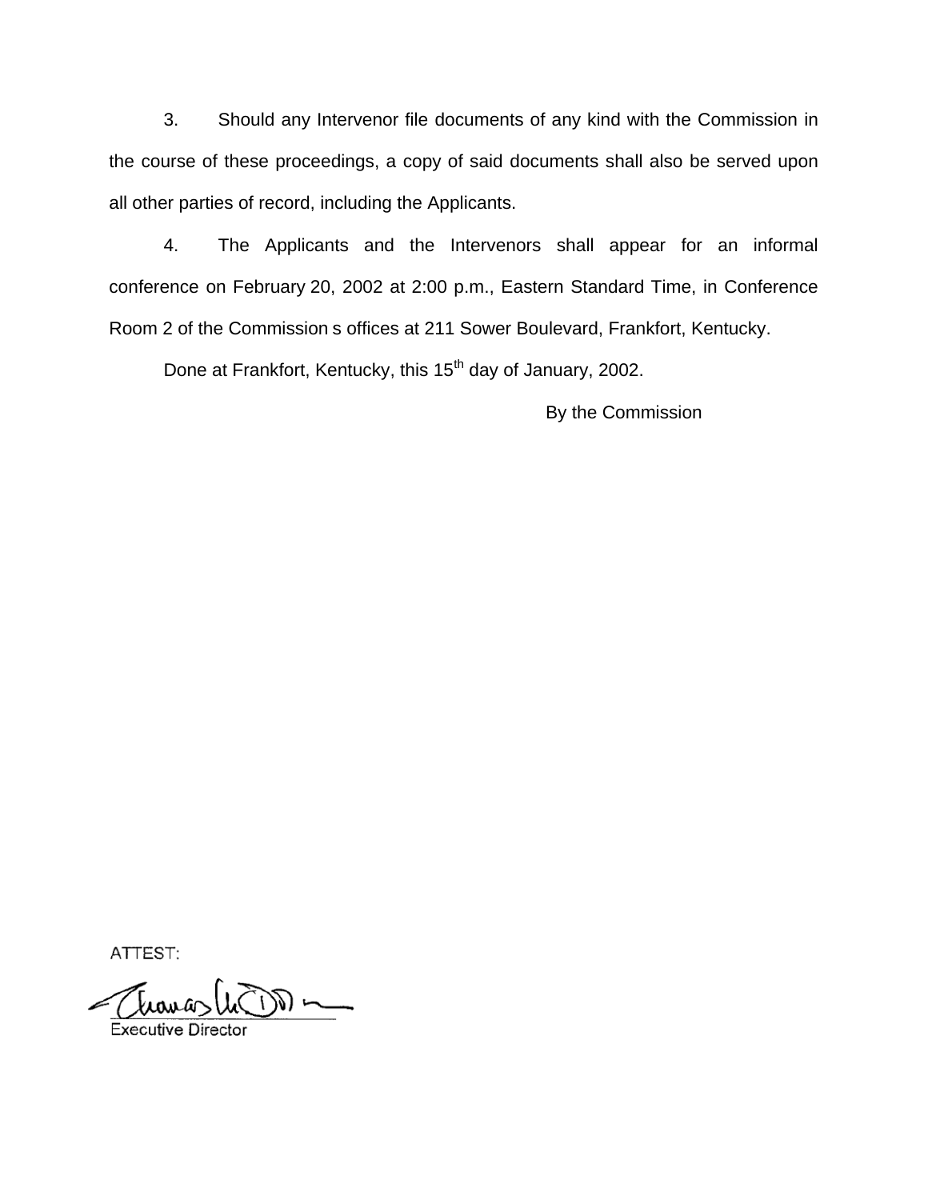3. Should any Intervenor file documents of any kind with the Commission in the course of these proceedings, a copy of said documents shall also be served upon all other parties of record, including the Applicants.

4. The Applicants and the Intervenors shall appear for an informal conference on February 20, 2002 at 2:00 p.m., Eastern Standard Time, in Conference Room 2 of the Commission s offices at 211 Sower Boulevard, Frankfort, Kentucky.

Done at Frankfort, Kentucky, this 15th day of January, 2002.

By the Commission

ATTEST:

Executive Director